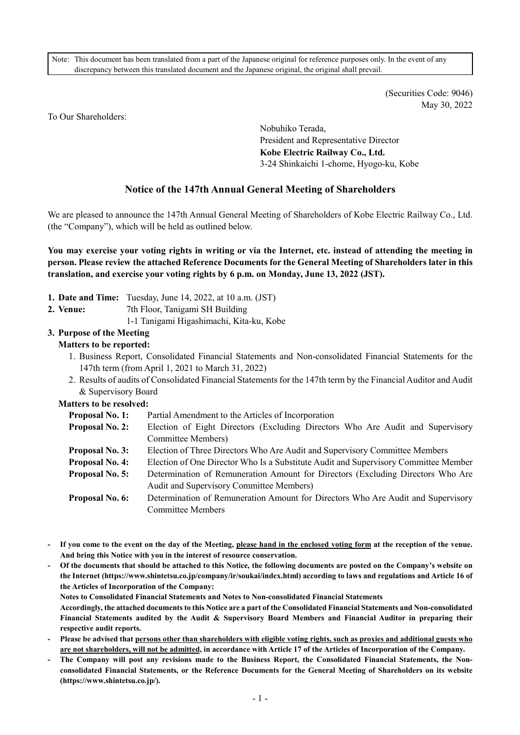Note: This document has been translated from a part of the Japanese original for reference purposes only. In the event of any discrepancy between this translated document and the Japanese original, the original shall prevail.

(Securities Code: 9046)
May 30, 2022

To Our Shareholders:

Nobuhiko Terada,
President and Representative Director
**Kobe Electric Railway Co., Ltd.**
3-24 Shinkaichi 1-chome, Hyogo-ku, Kobe

# Notice of the 147th Annual General Meeting of Shareholders

We are pleased to announce the 147th Annual General Meeting of Shareholders of Kobe Electric Railway Co., Ltd. (the "Company"), which will be held as outlined below.

**You may exercise your voting rights in writing or via the Internet, etc. instead of attending the meeting in person. Please review the attached Reference Documents for the General Meeting of Shareholders later in this translation, and exercise your voting rights by 6 p.m. on Monday, June 13, 2022 (JST).**

1. **Date and Time:** Tuesday, June 14, 2022, at 10 a.m. (JST)
2. **Venue:** 7th Floor, Tanigami SH Building
   1-1 Tanigami Higashimachi, Kita-ku, Kobe
3. **Purpose of the Meeting**

   **Matters to be reported:**
   1. Business Report, Consolidated Financial Statements and Non-consolidated Financial Statements for the 147th term (from April 1, 2021 to March 31, 2022)
   2. Results of audits of Consolidated Financial Statements for the 147th term by the Financial Auditor and Audit & Supervisory Board

   **Matters to be resolved:**

   **Proposal No. 1:** Partial Amendment to the Articles of Incorporation
   **Proposal No. 2:** Election of Eight Directors (Excluding Directors Who Are Audit and Supervisory Committee Members)
   **Proposal No. 3:** Election of Three Directors Who Are Audit and Supervisory Committee Members
   **Proposal No. 4:** Election of One Director Who Is a Substitute Audit and Supervisory Committee Member
   **Proposal No. 5:** Determination of Remuneration Amount for Directors (Excluding Directors Who Are Audit and Supervisory Committee Members)
   **Proposal No. 6:** Determination of Remuneration Amount for Directors Who Are Audit and Supervisory Committee Members

- **If you come to the event on the day of the Meeting, please hand in the enclosed voting form at the reception of the venue. And bring this Notice with you in the interest of resource conservation.**
- **Of the documents that should be attached to this Notice, the following documents are posted on the Company's website on the Internet (https://www.shintetsu.co.jp/company/ir/soukai/index.html) according to laws and regulations and Article 16 of the Articles of Incorporation of the Company:**
  **Notes to Consolidated Financial Statements and Notes to Non-consolidated Financial Statements**
  **Accordingly, the attached documents to this Notice are a part of the Consolidated Financial Statements and Non-consolidated Financial Statements audited by the Audit & Supervisory Board Members and Financial Auditor in preparing their respective audit reports.**
- **Please be advised that persons other than shareholders with eligible voting rights, such as proxies and additional guests who are not shareholders, will not be admitted, in accordance with Article 17 of the Articles of Incorporation of the Company.**
- **The Company will post any revisions made to the Business Report, the Consolidated Financial Statements, the Non-consolidated Financial Statements, or the Reference Documents for the General Meeting of Shareholders on its website (https://www.shintetsu.co.jp/).**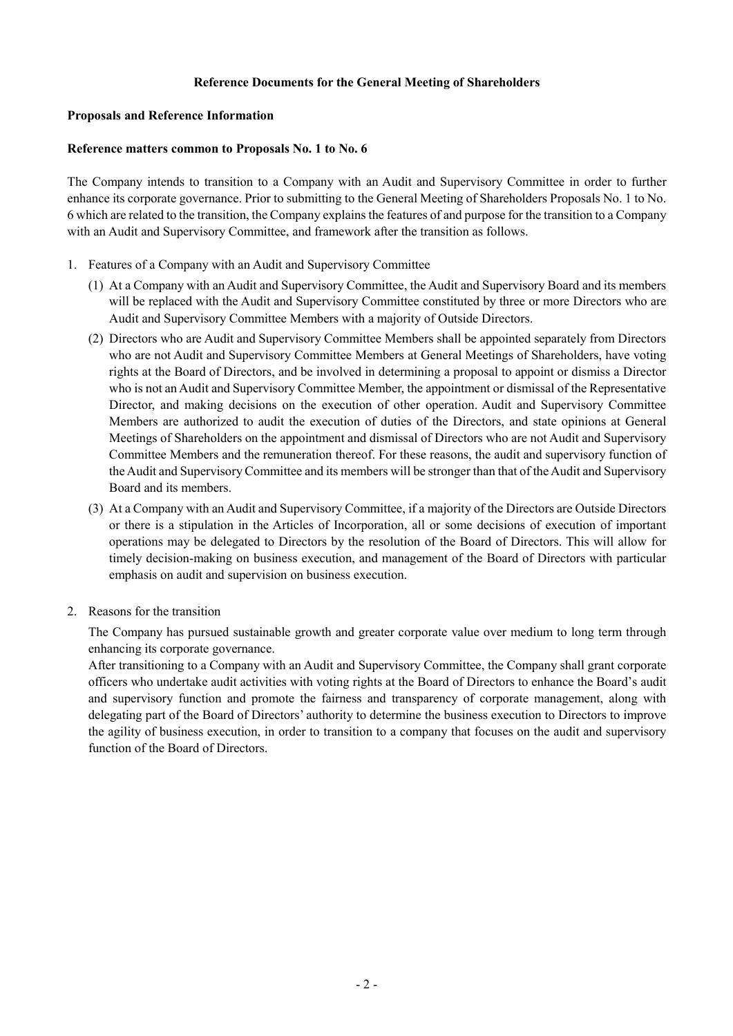## Reference Documents for the General Meeting of Shareholders

### Proposals and Reference Information

### Reference matters common to Proposals No. 1 to No. 6

The Company intends to transition to a Company with an Audit and Supervisory Committee in order to further enhance its corporate governance. Prior to submitting to the General Meeting of Shareholders Proposals No. 1 to No. 6 which are related to the transition, the Company explains the features of and purpose for the transition to a Company with an Audit and Supervisory Committee, and framework after the transition as follows.

1. Features of a Company with an Audit and Supervisory Committee
   (1) At a Company with an Audit and Supervisory Committee, the Audit and Supervisory Board and its members will be replaced with the Audit and Supervisory Committee constituted by three or more Directors who are Audit and Supervisory Committee Members with a majority of Outside Directors.
   (2) Directors who are Audit and Supervisory Committee Members shall be appointed separately from Directors who are not Audit and Supervisory Committee Members at General Meetings of Shareholders, have voting rights at the Board of Directors, and be involved in determining a proposal to appoint or dismiss a Director who is not an Audit and Supervisory Committee Member, the appointment or dismissal of the Representative Director, and making decisions on the execution of other operation. Audit and Supervisory Committee Members are authorized to audit the execution of duties of the Directors, and state opinions at General Meetings of Shareholders on the appointment and dismissal of Directors who are not Audit and Supervisory Committee Members and the remuneration thereof. For these reasons, the audit and supervisory function of the Audit and Supervisory Committee and its members will be stronger than that of the Audit and Supervisory Board and its members.
   (3) At a Company with an Audit and Supervisory Committee, if a majority of the Directors are Outside Directors or there is a stipulation in the Articles of Incorporation, all or some decisions of execution of important operations may be delegated to Directors by the resolution of the Board of Directors. This will allow for timely decision-making on business execution, and management of the Board of Directors with particular emphasis on audit and supervision on business execution.

2. Reasons for the transition

   The Company has pursued sustainable growth and greater corporate value over medium to long term through enhancing its corporate governance.

   After transitioning to a Company with an Audit and Supervisory Committee, the Company shall grant corporate officers who undertake audit activities with voting rights at the Board of Directors to enhance the Board's audit and supervisory function and promote the fairness and transparency of corporate management, along with delegating part of the Board of Directors' authority to determine the business execution to Directors to improve the agility of business execution, in order to transition to a company that focuses on the audit and supervisory function of the Board of Directors.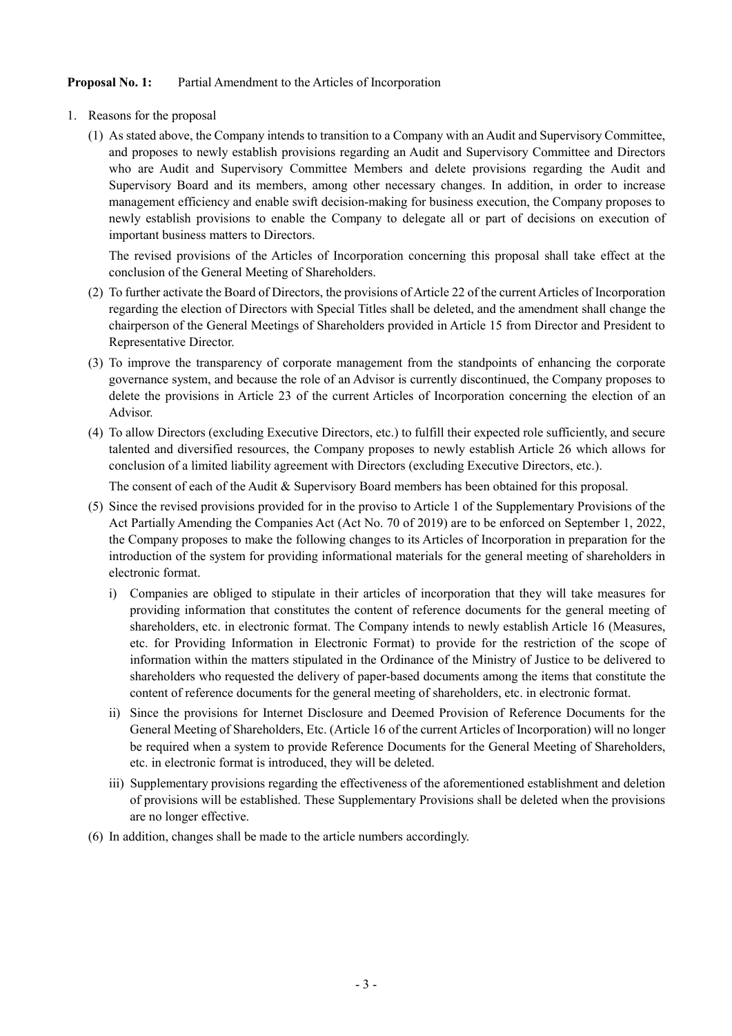**Proposal No. 1:** Partial Amendment to the Articles of Incorporation

1. Reasons for the proposal

   (1) As stated above, the Company intends to transition to a Company with an Audit and Supervisory Committee, and proposes to newly establish provisions regarding an Audit and Supervisory Committee and Directors who are Audit and Supervisory Committee Members and delete provisions regarding the Audit and Supervisory Board and its members, among other necessary changes. In addition, in order to increase management efficiency and enable swift decision-making for business execution, the Company proposes to newly establish provisions to enable the Company to delegate all or part of decisions on execution of important business matters to Directors.

   The revised provisions of the Articles of Incorporation concerning this proposal shall take effect at the conclusion of the General Meeting of Shareholders.

   (2) To further activate the Board of Directors, the provisions of Article 22 of the current Articles of Incorporation regarding the election of Directors with Special Titles shall be deleted, and the amendment shall change the chairperson of the General Meetings of Shareholders provided in Article 15 from Director and President to Representative Director.

   (3) To improve the transparency of corporate management from the standpoints of enhancing the corporate governance system, and because the role of an Advisor is currently discontinued, the Company proposes to delete the provisions in Article 23 of the current Articles of Incorporation concerning the election of an Advisor.

   (4) To allow Directors (excluding Executive Directors, etc.) to fulfill their expected role sufficiently, and secure talented and diversified resources, the Company proposes to newly establish Article 26 which allows for conclusion of a limited liability agreement with Directors (excluding Executive Directors, etc.).

   The consent of each of the Audit & Supervisory Board members has been obtained for this proposal.

   (5) Since the revised provisions provided for in the proviso to Article 1 of the Supplementary Provisions of the Act Partially Amending the Companies Act (Act No. 70 of 2019) are to be enforced on September 1, 2022, the Company proposes to make the following changes to its Articles of Incorporation in preparation for the introduction of the system for providing informational materials for the general meeting of shareholders in electronic format.

      i) Companies are obliged to stipulate in their articles of incorporation that they will take measures for providing information that constitutes the content of reference documents for the general meeting of shareholders, etc. in electronic format. The Company intends to newly establish Article 16 (Measures, etc. for Providing Information in Electronic Format) to provide for the restriction of the scope of information within the matters stipulated in the Ordinance of the Ministry of Justice to be delivered to shareholders who requested the delivery of paper-based documents among the items that constitute the content of reference documents for the general meeting of shareholders, etc. in electronic format.

      ii) Since the provisions for Internet Disclosure and Deemed Provision of Reference Documents for the General Meeting of Shareholders, Etc. (Article 16 of the current Articles of Incorporation) will no longer be required when a system to provide Reference Documents for the General Meeting of Shareholders, etc. in electronic format is introduced, they will be deleted.

      iii) Supplementary provisions regarding the effectiveness of the aforementioned establishment and deletion of provisions will be established. These Supplementary Provisions shall be deleted when the provisions are no longer effective.

   (6) In addition, changes shall be made to the article numbers accordingly.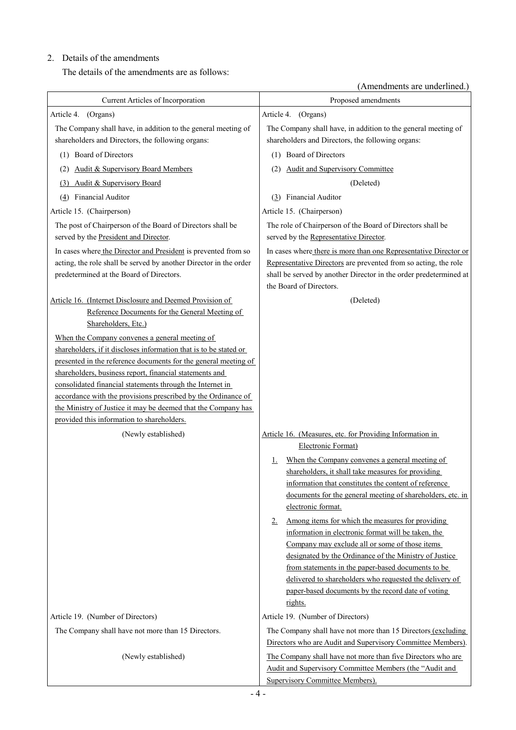2. Details of the amendments

The details of the amendments are as follows:

(Amendments are underlined.)

| Current Articles of Incorporation | Proposed amendments |
| --- | --- |
| Article 4. (Organs) | Article 4. (Organs) |
| The Company shall have, in addition to the general meeting of shareholders and Directors, the following organs: | The Company shall have, in addition to the general meeting of shareholders and Directors, the following organs: |
| (1) Board of Directors | (1) Board of Directors |
| (2) Audit & Supervisory Board Members | (2) Audit and Supervisory Committee |
| (3) Audit & Supervisory Board | (Deleted) |
| (4) Financial Auditor | (3) Financial Auditor |
| Article 15. (Chairperson) | Article 15. (Chairperson) |
| The post of Chairperson of the Board of Directors shall be served by the President and Director. | The role of Chairperson of the Board of Directors shall be served by the Representative Director. |
| In cases where the Director and President is prevented from so acting, the role shall be served by another Director in the order predetermined at the Board of Directors. | In cases where there is more than one Representative Director or Representative Directors are prevented from so acting, the role shall be served by another Director in the order predetermined at the Board of Directors. |
| Article 16. (Internet Disclosure and Deemed Provision of Reference Documents for the General Meeting of Shareholders, Etc.) | (Deleted) |
| When the Company convenes a general meeting of shareholders, if it discloses information that is to be stated or presented in the reference documents for the general meeting of shareholders, business report, financial statements and consolidated financial statements through the Internet in accordance with the provisions prescribed by the Ordinance of the Ministry of Justice it may be deemed that the Company has provided this information to shareholders. | |
| (Newly established) | Article 16. (Measures, etc. for Providing Information in Electronic Format) |
| | 1. When the Company convenes a general meeting of shareholders, it shall take measures for providing information that constitutes the content of reference documents for the general meeting of shareholders, etc. in electronic format. |
| | 2. Among items for which the measures for providing information in electronic format will be taken, the Company may exclude all or some of those items designated by the Ordinance of the Ministry of Justice from statements in the paper-based documents to be delivered to shareholders who requested the delivery of paper-based documents by the record date of voting rights. |
| Article 19. (Number of Directors) | Article 19. (Number of Directors) |
| The Company shall have not more than 15 Directors. | The Company shall have not more than 15 Directors (excluding Directors who are Audit and Supervisory Committee Members). |
| (Newly established) | The Company shall have not more than five Directors who are Audit and Supervisory Committee Members (the "Audit and Supervisory Committee Members). |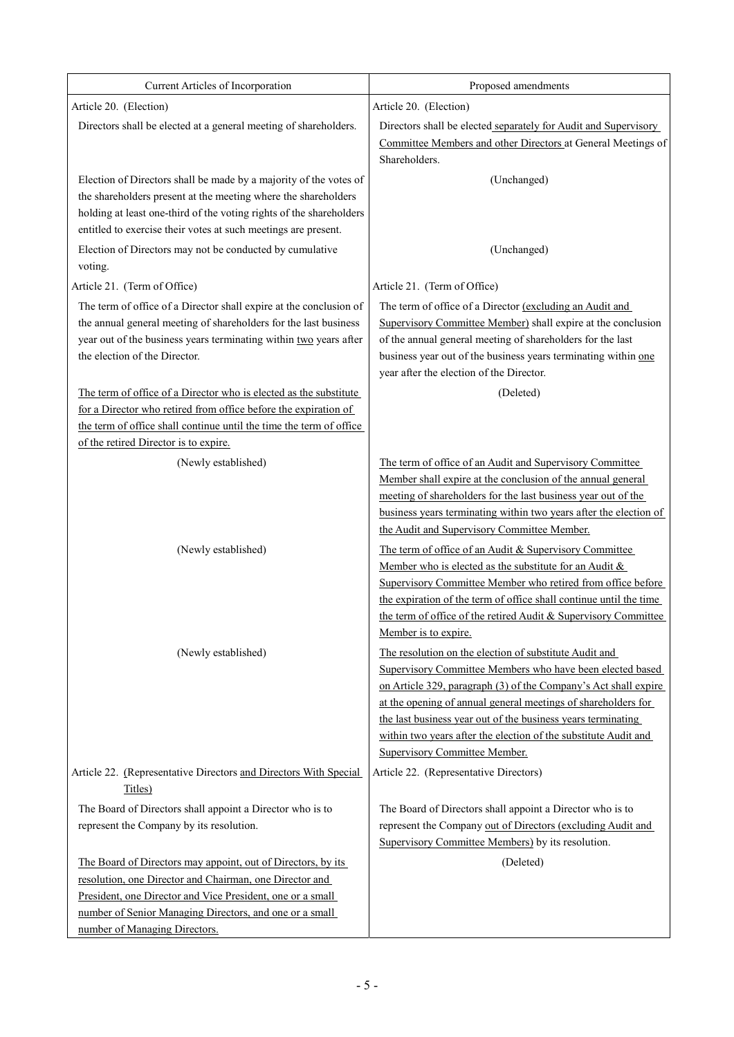| Current Articles of Incorporation | Proposed amendments |
|---|---|
| Article 20. (Election) | Article 20. (Election) |
| Directors shall be elected at a general meeting of shareholders. | Directors shall be elected separately for Audit and Supervisory Committee Members and other Directors at General Meetings of Shareholders. |
| Election of Directors shall be made by a majority of the votes of the shareholders present at the meeting where the shareholders holding at least one-third of the voting rights of the shareholders entitled to exercise their votes at such meetings are present. | (Unchanged) |
| Election of Directors may not be conducted by cumulative voting. | (Unchanged) |
| Article 21. (Term of Office) | Article 21. (Term of Office) |
| The term of office of a Director shall expire at the conclusion of the annual general meeting of shareholders for the last business year out of the business years terminating within two years after the election of the Director. | The term of office of a Director (excluding an Audit and Supervisory Committee Member) shall expire at the conclusion of the annual general meeting of shareholders for the last business year out of the business years terminating within one year after the election of the Director. |
| The term of office of a Director who is elected as the substitute for a Director who retired from office before the expiration of the term of office shall continue until the time the term of office of the retired Director is to expire. | (Deleted) |
| (Newly established) | The term of office of an Audit and Supervisory Committee Member shall expire at the conclusion of the annual general meeting of shareholders for the last business year out of the business years terminating within two years after the election of the Audit and Supervisory Committee Member. |
| (Newly established) | The term of office of an Audit & Supervisory Committee Member who is elected as the substitute for an Audit & Supervisory Committee Member who retired from office before the expiration of the term of office shall continue until the time the term of office of the retired Audit & Supervisory Committee Member is to expire. |
| (Newly established) | The resolution on the election of substitute Audit and Supervisory Committee Members who have been elected based on Article 329, paragraph (3) of the Company's Act shall expire at the opening of annual general meetings of shareholders for the last business year out of the business years terminating within two years after the election of the substitute Audit and Supervisory Committee Member. |
| Article 22. (Representative Directors and Directors With Special Titles) | Article 22. (Representative Directors) |
| The Board of Directors shall appoint a Director who is to represent the Company by its resolution. | The Board of Directors shall appoint a Director who is to represent the Company out of Directors (excluding Audit and Supervisory Committee Members) by its resolution. |
| The Board of Directors may appoint, out of Directors, by its resolution, one Director and Chairman, one Director and President, one Director and Vice President, one or a small number of Senior Managing Directors, and one or a small number of Managing Directors. | (Deleted) |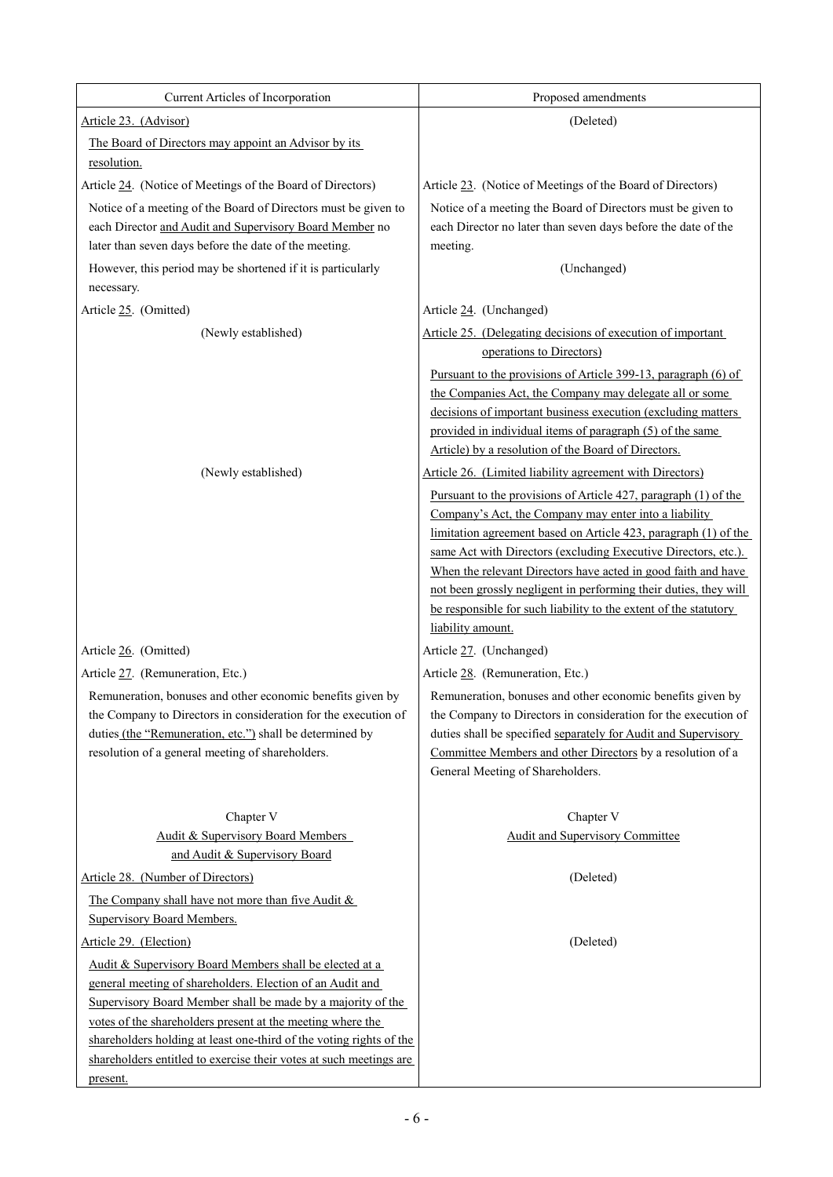| Current Articles of Incorporation | Proposed amendments |
|---|---|
| Article 23. (Advisor)<br>The Board of Directors may appoint an Advisor by its resolution. | (Deleted) |
| Article 24. (Notice of Meetings of the Board of Directors)<br>Notice of a meeting of the Board of Directors must be given to each Director and Audit and Supervisory Board Member no later than seven days before the date of the meeting.<br>However, this period may be shortened if it is particularly necessary. | Article 23. (Notice of Meetings of the Board of Directors)<br>Notice of a meeting the Board of Directors must be given to each Director no later than seven days before the date of the meeting.<br>(Unchanged) |
| Article 25. (Omitted) | Article 24. (Unchanged) |
| (Newly established) | Article 25. (Delegating decisions of execution of important operations to Directors)<br>Pursuant to the provisions of Article 399-13, paragraph (6) of the Companies Act, the Company may delegate all or some decisions of important business execution (excluding matters provided in individual items of paragraph (5) of the same Article) by a resolution of the Board of Directors. |
| (Newly established) | Article 26. (Limited liability agreement with Directors)<br>Pursuant to the provisions of Article 427, paragraph (1) of the Company's Act, the Company may enter into a liability limitation agreement based on Article 423, paragraph (1) of the same Act with Directors (excluding Executive Directors, etc.). When the relevant Directors have acted in good faith and have not been grossly negligent in performing their duties, they will be responsible for such liability to the extent of the statutory liability amount. |
| Article 26. (Omitted) | Article 27. (Unchanged) |
| Article 27. (Remuneration, Etc.)<br>Remuneration, bonuses and other economic benefits given by the Company to Directors in consideration for the execution of duties (the "Remuneration, etc.") shall be determined by resolution of a general meeting of shareholders. | Article 28. (Remuneration, Etc.)<br>Remuneration, bonuses and other economic benefits given by the Company to Directors in consideration for the execution of duties shall be specified separately for Audit and Supervisory Committee Members and other Directors by a resolution of a General Meeting of Shareholders. |
| Chapter V<br>Audit & Supervisory Board Members and Audit & Supervisory Board | Chapter V<br>Audit and Supervisory Committee |
| Article 28. (Number of Directors)<br>The Company shall have not more than five Audit & Supervisory Board Members. | (Deleted) |
| Article 29. (Election)<br>Audit & Supervisory Board Members shall be elected at a general meeting of shareholders. Election of an Audit and Supervisory Board Member shall be made by a majority of the votes of the shareholders present at the meeting where the shareholders holding at least one-third of the voting rights of the shareholders entitled to exercise their votes at such meetings are present. | (Deleted) |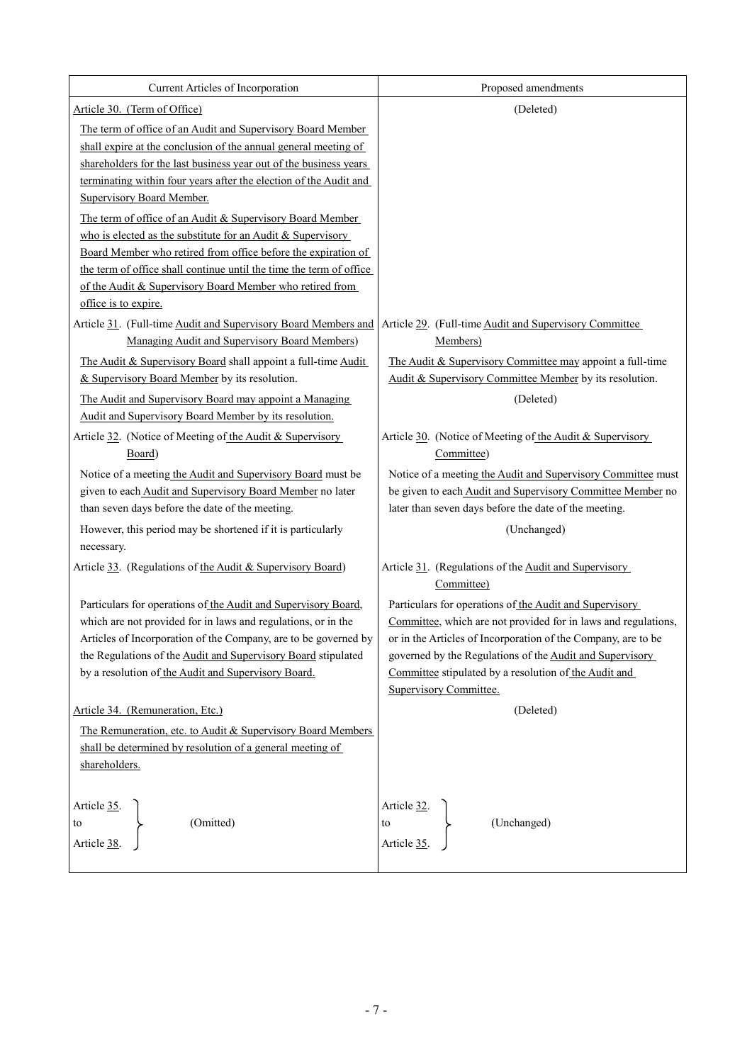| Current Articles of Incorporation | Proposed amendments |
|---|---|
| Article 30. (Term of Office)<br>The term of office of an Audit and Supervisory Board Member shall expire at the conclusion of the annual general meeting of shareholders for the last business year out of the business years terminating within four years after the election of the Audit and Supervisory Board Member.<br>The term of office of an Audit & Supervisory Board Member who is elected as the substitute for an Audit & Supervisory Board Member who retired from office before the expiration of the term of office shall continue until the time the term of office of the Audit & Supervisory Board Member who retired from office is to expire. | (Deleted) |
| Article 31. (Full-time Audit and Supervisory Board Members and Managing Audit and Supervisory Board Members)<br>The Audit & Supervisory Board shall appoint a full-time Audit & Supervisory Board Member by its resolution.<br>The Audit and Supervisory Board may appoint a Managing Audit and Supervisory Board Member by its resolution. | Article 29. (Full-time Audit and Supervisory Committee Members)<br>The Audit & Supervisory Committee may appoint a full-time Audit & Supervisory Committee Member by its resolution.<br>(Deleted) |
| Article 32. (Notice of Meeting of the Audit & Supervisory Board)<br>Notice of a meeting the Audit and Supervisory Board must be given to each Audit and Supervisory Board Member no later than seven days before the date of the meeting.<br>However, this period may be shortened if it is particularly necessary. | Article 30. (Notice of Meeting of the Audit & Supervisory Committee)<br>Notice of a meeting the Audit and Supervisory Committee must be given to each Audit and Supervisory Committee Member no later than seven days before the date of the meeting.<br>(Unchanged) |
| Article 33. (Regulations of the Audit & Supervisory Board)<br>Particulars for operations of the Audit and Supervisory Board, which are not provided for in laws and regulations, or in the Articles of Incorporation of the Company, are to be governed by the Regulations of the Audit and Supervisory Board stipulated by a resolution of the Audit and Supervisory Board. | Article 31. (Regulations of the Audit and Supervisory Committee)<br>Particulars for operations of the Audit and Supervisory Committee, which are not provided for in laws and regulations, or in the Articles of Incorporation of the Company, are to be governed by the Regulations of the Audit and Supervisory Committee stipulated by a resolution of the Audit and Supervisory Committee. |
| Article 34. (Remuneration, Etc.)<br>The Remuneration, etc. to Audit & Supervisory Board Members shall be determined by resolution of a general meeting of shareholders. | (Deleted) |
| Article 35. to Article 38. (Omitted) | Article 32. to Article 35. (Unchanged) |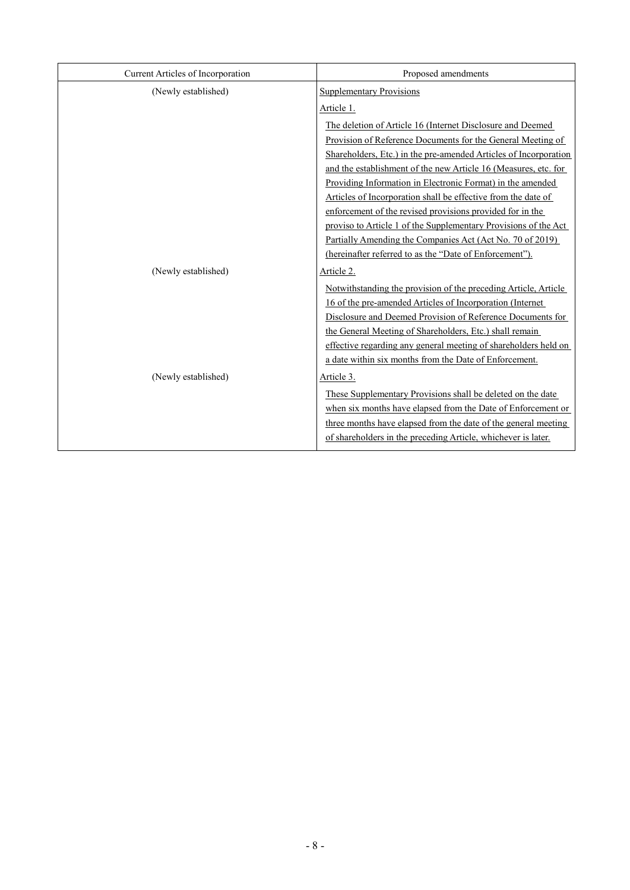| Current Articles of Incorporation | Proposed amendments |
| --- | --- |
| (Newly established) | Supplementary Provisions<br>Article 1.<br>The deletion of Article 16 (Internet Disclosure and Deemed Provision of Reference Documents for the General Meeting of Shareholders, Etc.) in the pre-amended Articles of Incorporation and the establishment of the new Article 16 (Measures, etc. for Providing Information in Electronic Format) in the amended Articles of Incorporation shall be effective from the date of enforcement of the revised provisions provided for in the proviso to Article 1 of the Supplementary Provisions of the Act Partially Amending the Companies Act (Act No. 70 of 2019) (hereinafter referred to as the "Date of Enforcement"). |
| (Newly established) | Article 2.<br>Notwithstanding the provision of the preceding Article, Article 16 of the pre-amended Articles of Incorporation (Internet Disclosure and Deemed Provision of Reference Documents for the General Meeting of Shareholders, Etc.) shall remain effective regarding any general meeting of shareholders held on a date within six months from the Date of Enforcement. |
| (Newly established) | Article 3.<br>These Supplementary Provisions shall be deleted on the date when six months have elapsed from the Date of Enforcement or three months have elapsed from the date of the general meeting of shareholders in the preceding Article, whichever is later. |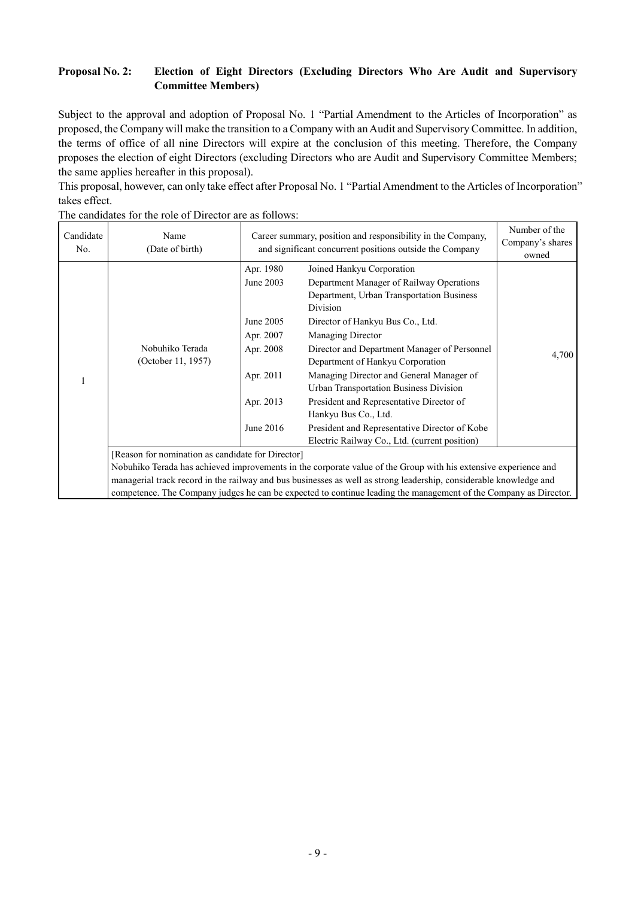**Proposal No. 2: Election of Eight Directors (Excluding Directors Who Are Audit and Supervisory Committee Members)**

Subject to the approval and adoption of Proposal No. 1 “Partial Amendment to the Articles of Incorporation” as proposed, the Company will make the transition to a Company with an Audit and Supervisory Committee. In addition, the terms of office of all nine Directors will expire at the conclusion of this meeting. Therefore, the Company proposes the election of eight Directors (excluding Directors who are Audit and Supervisory Committee Members; the same applies hereafter in this proposal).

This proposal, however, can only take effect after Proposal No. 1 “Partial Amendment to the Articles of Incorporation” takes effect.

The candidates for the role of Director are as follows:

| Candidate No. | Name (Date of birth) | Career summary, position and responsibility in the Company, and significant concurrent positions outside the Company | | Number of the Company’s shares owned |
|---|---|---|---|---|
| 1 | Nobuhiko Terada (October 11, 1957) | Apr. 1980 | Joined Hankyu Corporation | 4,700 |
| | | June 2003 | Department Manager of Railway Operations Department, Urban Transportation Business Division | |
| | | June 2005 | Director of Hankyu Bus Co., Ltd. | |
| | | Apr. 2007 | Managing Director | |
| | | Apr. 2008 | Director and Department Manager of Personnel Department of Hankyu Corporation | |
| | | Apr. 2011 | Managing Director and General Manager of Urban Transportation Business Division | |
| | | Apr. 2013 | President and Representative Director of Hankyu Bus Co., Ltd. | |
| | | June 2016 | President and Representative Director of Kobe Electric Railway Co., Ltd. (current position) | |
| | [Reason for nomination as candidate for Director] Nobuhiko Terada has achieved improvements in the corporate value of the Group with his extensive experience and managerial track record in the railway and bus businesses as well as strong leadership, considerable knowledge and competence. The Company judges he can be expected to continue leading the management of the Company as Director. | | | |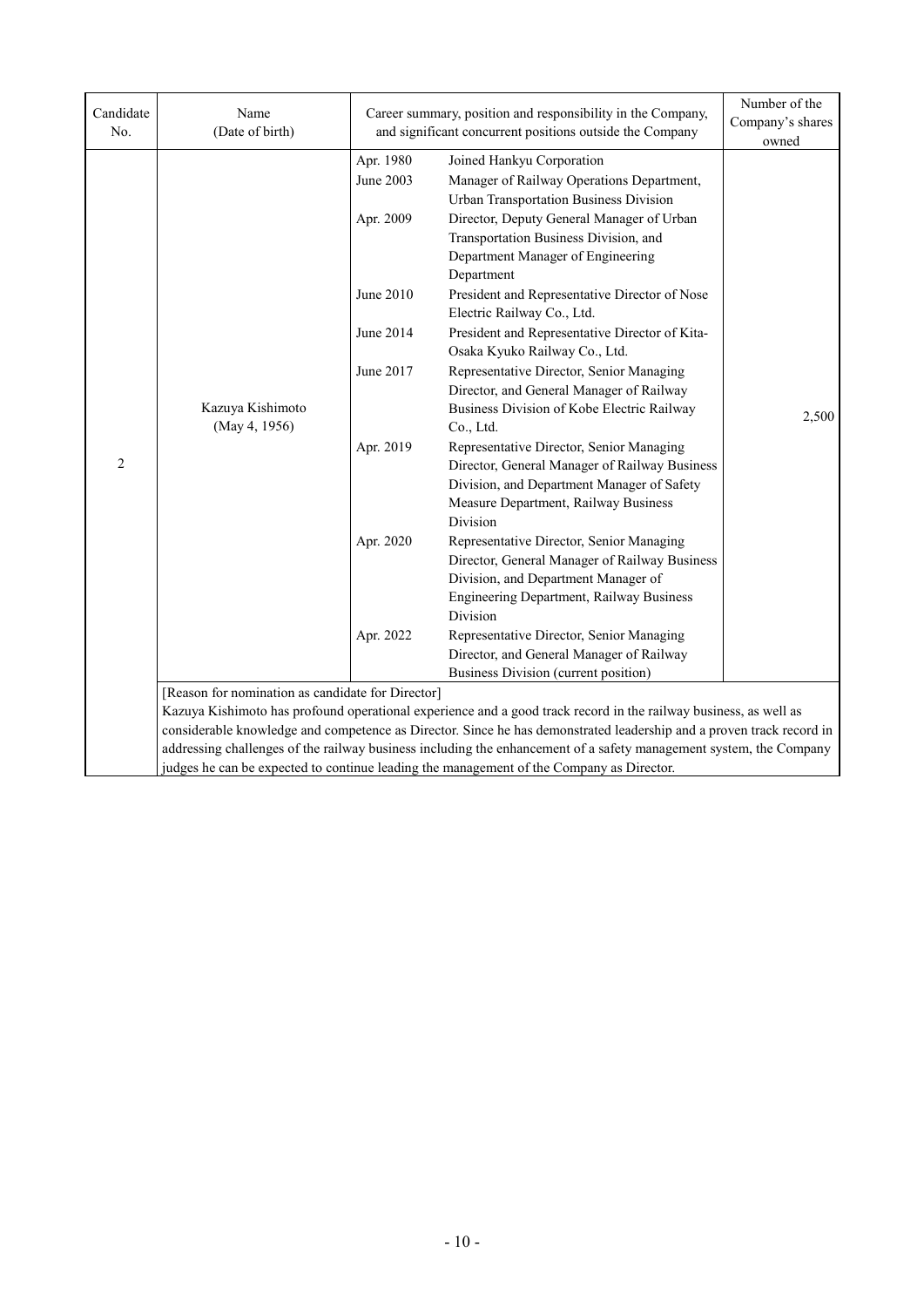| Candidate No. | Name (Date of birth) | Career summary, position and responsibility in the Company, and significant concurrent positions outside the Company | | Number of the Company's shares owned |
|---|---|---|---|---|
| 2 | Kazuya Kishimoto (May 4, 1956) | Apr. 1980 | Joined Hankyu Corporation | 2,500 |
| | | June 2003 | Manager of Railway Operations Department, Urban Transportation Business Division | |
| | | Apr. 2009 | Director, Deputy General Manager of Urban Transportation Business Division, and Department Manager of Engineering Department | |
| | | June 2010 | President and Representative Director of Nose Electric Railway Co., Ltd. | |
| | | June 2014 | President and Representative Director of Kita-Osaka Kyuko Railway Co., Ltd. | |
| | | June 2017 | Representative Director, Senior Managing Director, and General Manager of Railway Business Division of Kobe Electric Railway Co., Ltd. | |
| | | Apr. 2019 | Representative Director, Senior Managing Director, General Manager of Railway Business Division, and Department Manager of Safety Measure Department, Railway Business Division | |
| | | Apr. 2020 | Representative Director, Senior Managing Director, General Manager of Railway Business Division, and Department Manager of Engineering Department, Railway Business Division | |
| | | Apr. 2022 | Representative Director, Senior Managing Director, and General Manager of Railway Business Division (current position) | |

[Reason for nomination as candidate for Director]
Kazuya Kishimoto has profound operational experience and a good track record in the railway business, as well as considerable knowledge and competence as Director. Since he has demonstrated leadership and a proven track record in addressing challenges of the railway business including the enhancement of a safety management system, the Company judges he can be expected to continue leading the management of the Company as Director.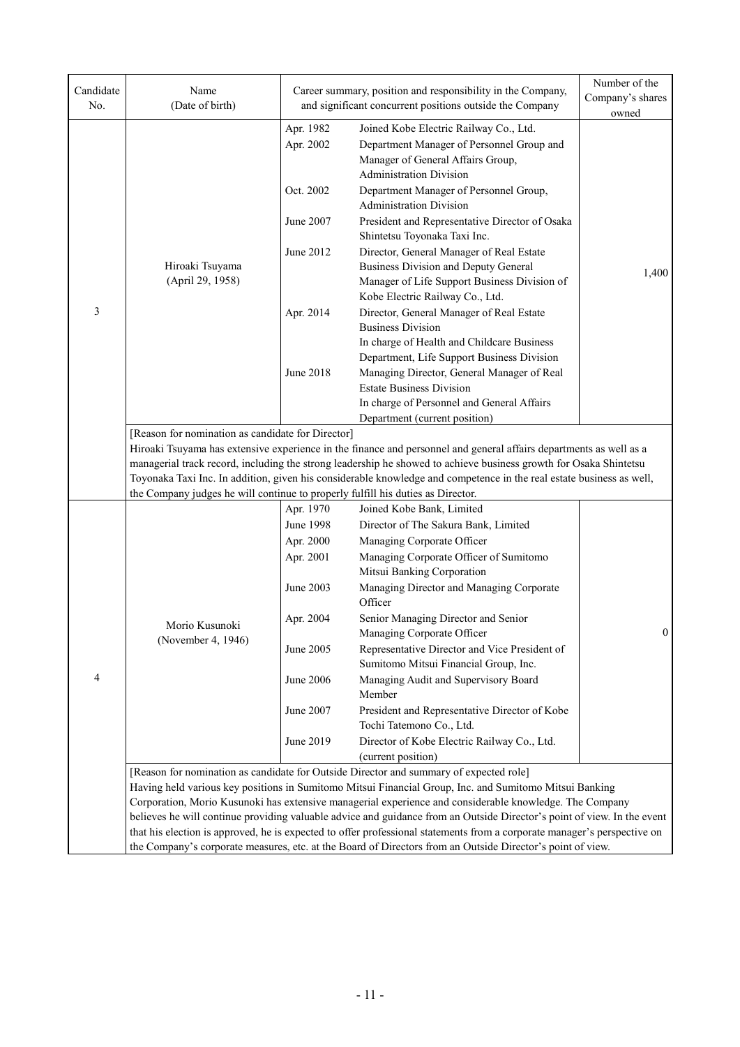| Candidate No. | Name (Date of birth) | Career summary, position and responsibility in the Company, and significant concurrent positions outside the Company | | Number of the Company's shares owned |
|---|---|---|---|---|
| 3 | Hiroaki Tsuyama (April 29, 1958) | Apr. 1982 | Joined Kobe Electric Railway Co., Ltd. | 1,400 |
| | | Apr. 2002 | Department Manager of Personnel Group and Manager of General Affairs Group, Administration Division | |
| | | Oct. 2002 | Department Manager of Personnel Group, Administration Division | |
| | | June 2007 | President and Representative Director of Osaka Shintetsu Toyonaka Taxi Inc. | |
| | | June 2012 | Director, General Manager of Real Estate Business Division and Deputy General Manager of Life Support Business Division of Kobe Electric Railway Co., Ltd. | |
| | | Apr. 2014 | Director, General Manager of Real Estate Business Division<br>In charge of Health and Childcare Business Department, Life Support Business Division | |
| | | June 2018 | Managing Director, General Manager of Real Estate Business Division<br>In charge of Personnel and General Affairs Department (current position) | |
| | [Reason for nomination as candidate for Director]<br>Hiroaki Tsuyama has extensive experience in the finance and personnel and general affairs departments as well as a managerial track record, including the strong leadership he showed to achieve business growth for Osaka Shintetsu Toyonaka Taxi Inc. In addition, given his considerable knowledge and competence in the real estate business as well, the Company judges he will continue to properly fulfill his duties as Director. | | | |
| 4 | Morio Kusunoki (November 4, 1946) | Apr. 1970 | Joined Kobe Bank, Limited | 0 |
| | | June 1998 | Director of The Sakura Bank, Limited | |
| | | Apr. 2000 | Managing Corporate Officer | |
| | | Apr. 2001 | Managing Corporate Officer of Sumitomo Mitsui Banking Corporation | |
| | | June 2003 | Managing Director and Managing Corporate Officer | |
| | | Apr. 2004 | Senior Managing Director and Senior Managing Corporate Officer | |
| | | June 2005 | Representative Director and Vice President of Sumitomo Mitsui Financial Group, Inc. | |
| | | June 2006 | Managing Audit and Supervisory Board Member | |
| | | June 2007 | President and Representative Director of Kobe Tochi Tatemono Co., Ltd. | |
| | | June 2019 | Director of Kobe Electric Railway Co., Ltd. (current position) | |
| | [Reason for nomination as candidate for Outside Director and summary of expected role]<br>Having held various key positions in Sumitomo Mitsui Financial Group, Inc. and Sumitomo Mitsui Banking Corporation, Morio Kusunoki has extensive managerial experience and considerable knowledge. The Company believes he will continue providing valuable advice and guidance from an Outside Director's point of view. In the event that his election is approved, he is expected to offer professional statements from a corporate manager's perspective on the Company's corporate measures, etc. at the Board of Directors from an Outside Director's point of view. | | | |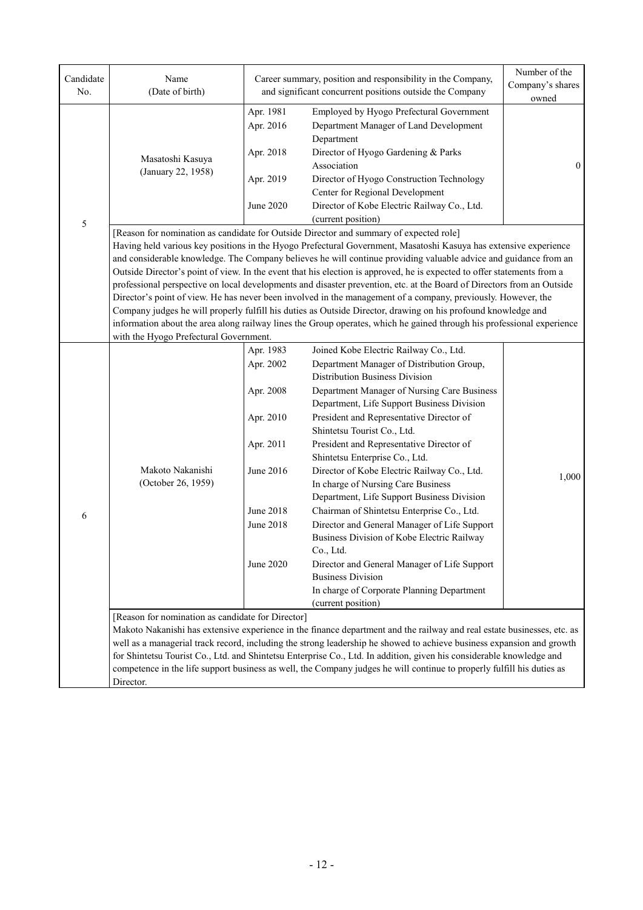| Candidate No. | Name (Date of birth) | Career summary, position and responsibility in the Company, and significant concurrent positions outside the Company | | Number of the Company's shares owned |
|---|---|---|---|---|
| 5 | Masatoshi Kasuya (January 22, 1958) | Apr. 1981 | Employed by Hyogo Prefectural Government | 0 |
| | | Apr. 2016 | Department Manager of Land Development Department | |
| | | Apr. 2018 | Director of Hyogo Gardening & Parks Association | |
| | | Apr. 2019 | Director of Hyogo Construction Technology Center for Regional Development | |
| | | June 2020 | Director of Kobe Electric Railway Co., Ltd. (current position) | |
| | [Reason for nomination as candidate for Outside Director and summary of expected role] Having held various key positions in the Hyogo Prefectural Government, Masatoshi Kasuya has extensive experience and considerable knowledge. The Company believes he will continue providing valuable advice and guidance from an Outside Director's point of view. In the event that his election is approved, he is expected to offer statements from a professional perspective on local developments and disaster prevention, etc. at the Board of Directors from an Outside Director's point of view. He has never been involved in the management of a company, previously. However, the Company judges he will properly fulfill his duties as Outside Director, drawing on his profound knowledge and information about the area along railway lines the Group operates, which he gained through his professional experience with the Hyogo Prefectural Government. | | | |
| 6 | Makoto Nakanishi (October 26, 1959) | Apr. 1983 | Joined Kobe Electric Railway Co., Ltd. | 1,000 |
| | | Apr. 2002 | Department Manager of Distribution Group, Distribution Business Division | |
| | | Apr. 2008 | Department Manager of Nursing Care Business Department, Life Support Business Division | |
| | | Apr. 2010 | President and Representative Director of Shintetsu Tourist Co., Ltd. | |
| | | Apr. 2011 | President and Representative Director of Shintetsu Enterprise Co., Ltd. | |
| | | June 2016 | Director of Kobe Electric Railway Co., Ltd. In charge of Nursing Care Business Department, Life Support Business Division | |
| | | June 2018 | Chairman of Shintetsu Enterprise Co., Ltd. | |
| | | June 2018 | Director and General Manager of Life Support Business Division of Kobe Electric Railway Co., Ltd. | |
| | | June 2020 | Director and General Manager of Life Support Business Division In charge of Corporate Planning Department (current position) | |
| | [Reason for nomination as candidate for Director] Makoto Nakanishi has extensive experience in the finance department and the railway and real estate businesses, etc. as well as a managerial track record, including the strong leadership he showed to achieve business expansion and growth for Shintetsu Tourist Co., Ltd. and Shintetsu Enterprise Co., Ltd. In addition, given his considerable knowledge and competence in the life support business as well, the Company judges he will continue to properly fulfill his duties as Director. | | | |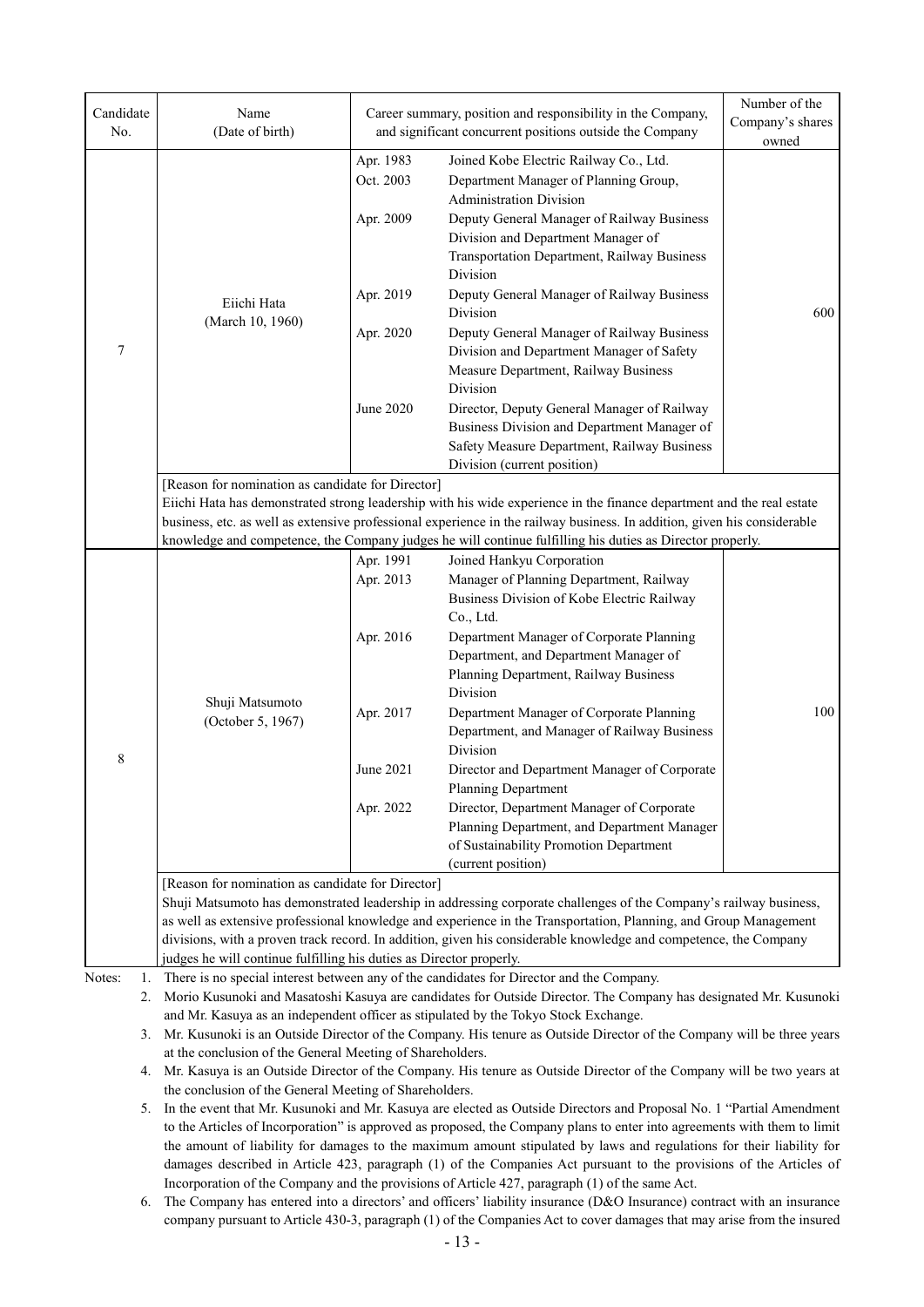| Candidate No. | Name (Date of birth) | Career summary, position and responsibility in the Company, and significant concurrent positions outside the Company | | Number of the Company's shares owned |
|---|---|---|---|---|
| 7 | Eiichi Hata (March 10, 1960) | Apr. 1983 | Joined Kobe Electric Railway Co., Ltd. | 600 |
| | | Oct. 2003 | Department Manager of Planning Group, Administration Division | |
| | | Apr. 2009 | Deputy General Manager of Railway Business Division and Department Manager of Transportation Department, Railway Business Division | |
| | | Apr. 2019 | Deputy General Manager of Railway Business Division | |
| | | Apr. 2020 | Deputy General Manager of Railway Business Division and Department Manager of Safety Measure Department, Railway Business Division | |
| | | June 2020 | Director, Deputy General Manager of Railway Business Division and Department Manager of Safety Measure Department, Railway Business Division (current position) | |
| | [Reason for nomination as candidate for Director] Eiichi Hata has demonstrated strong leadership with his wide experience in the finance department and the real estate business, etc. as well as extensive professional experience in the railway business. In addition, given his considerable knowledge and competence, the Company judges he will continue fulfilling his duties as Director properly. | | | |
| 8 | Shuji Matsumoto (October 5, 1967) | Apr. 1991 | Joined Hankyu Corporation | 100 |
| | | Apr. 2013 | Manager of Planning Department, Railway Business Division of Kobe Electric Railway Co., Ltd. | |
| | | Apr. 2016 | Department Manager of Corporate Planning Department, and Department Manager of Planning Department, Railway Business Division | |
| | | Apr. 2017 | Department Manager of Corporate Planning Department, and Manager of Railway Business Division | |
| | | June 2021 | Director and Department Manager of Corporate Planning Department | |
| | | Apr. 2022 | Director, Department Manager of Corporate Planning Department, and Department Manager of Sustainability Promotion Department (current position) | |
| | [Reason for nomination as candidate for Director] Shuji Matsumoto has demonstrated leadership in addressing corporate challenges of the Company's railway business, as well as extensive professional knowledge and experience in the Transportation, Planning, and Group Management divisions, with a proven track record. In addition, given his considerable knowledge and competence, the Company judges he will continue fulfilling his duties as Director properly. | | | |

Notes:
1. There is no special interest between any of the candidates for Director and the Company.
2. Morio Kusunoki and Masatoshi Kasuya are candidates for Outside Director. The Company has designated Mr. Kusunoki and Mr. Kasuya as an independent officer as stipulated by the Tokyo Stock Exchange.
3. Mr. Kusunoki is an Outside Director of the Company. His tenure as Outside Director of the Company will be three years at the conclusion of the General Meeting of Shareholders.
4. Mr. Kasuya is an Outside Director of the Company. His tenure as Outside Director of the Company will be two years at the conclusion of the General Meeting of Shareholders.
5. In the event that Mr. Kusunoki and Mr. Kasuya are elected as Outside Directors and Proposal No. 1 "Partial Amendment to the Articles of Incorporation" is approved as proposed, the Company plans to enter into agreements with them to limit the amount of liability for damages to the maximum amount stipulated by laws and regulations for their liability for damages described in Article 423, paragraph (1) of the Companies Act pursuant to the provisions of the Articles of Incorporation of the Company and the provisions of Article 427, paragraph (1) of the same Act.
6. The Company has entered into a directors' and officers' liability insurance (D&O Insurance) contract with an insurance company pursuant to Article 430-3, paragraph (1) of the Companies Act to cover damages that may arise from the insured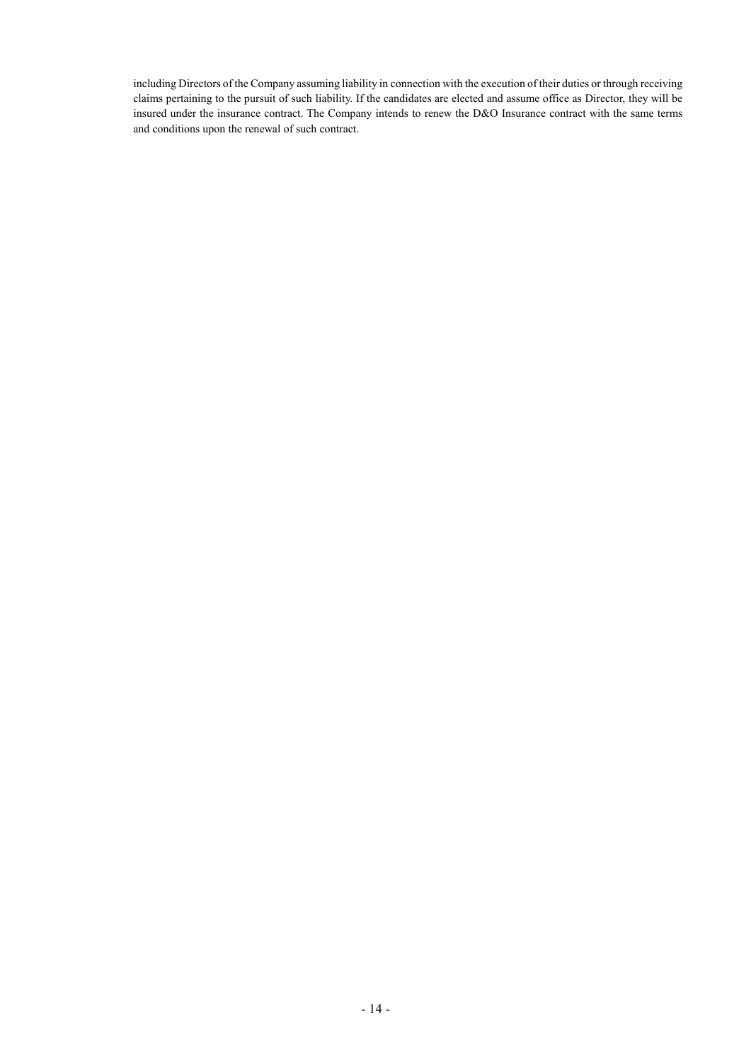including Directors of the Company assuming liability in connection with the execution of their duties or through receiving claims pertaining to the pursuit of such liability. If the candidates are elected and assume office as Director, they will be insured under the insurance contract. The Company intends to renew the D&O Insurance contract with the same terms and conditions upon the renewal of such contract.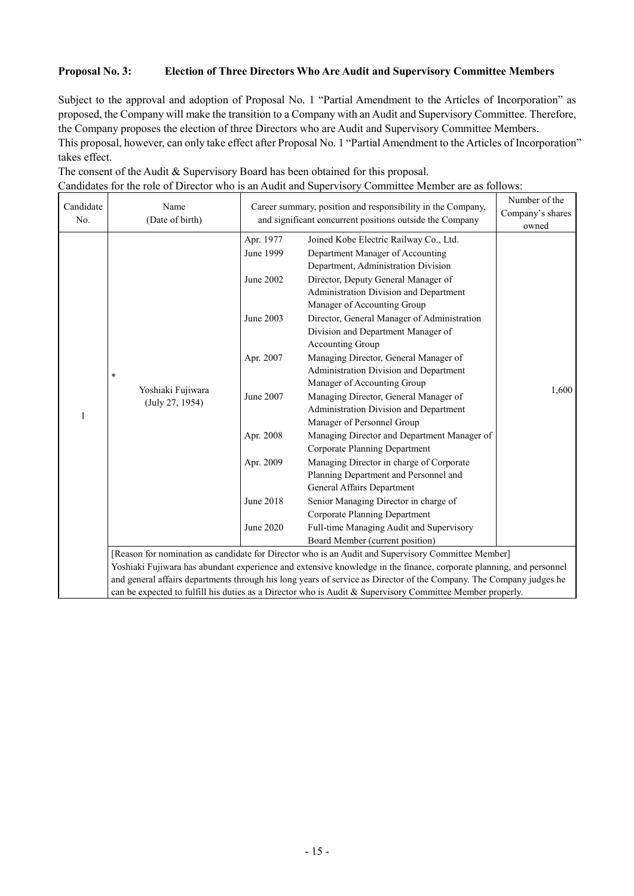**Proposal No. 3: Election of Three Directors Who Are Audit and Supervisory Committee Members**

Subject to the approval and adoption of Proposal No. 1 "Partial Amendment to the Articles of Incorporation" as proposed, the Company will make the transition to a Company with an Audit and Supervisory Committee. Therefore, the Company proposes the election of three Directors who are Audit and Supervisory Committee Members.
This proposal, however, can only take effect after Proposal No. 1 "Partial Amendment to the Articles of Incorporation" takes effect.
The consent of the Audit & Supervisory Board has been obtained for this proposal.
Candidates for the role of Director who is an Audit and Supervisory Committee Member are as follows:

| Candidate No. | Name (Date of birth) | Career summary, position and responsibility in the Company, and significant concurrent positions outside the Company | | Number of the Company's shares owned |
|---|---|---|---|---|
| 1 | * Yoshiaki Fujiwara (July 27, 1954) | Apr. 1977 | Joined Kobe Electric Railway Co., Ltd. | 1,600 |
| | | June 1999 | Department Manager of Accounting Department, Administration Division | |
| | | June 2002 | Director, Deputy General Manager of Administration Division and Department Manager of Accounting Group | |
| | | June 2003 | Director, General Manager of Administration Division and Department Manager of Accounting Group | |
| | | Apr. 2007 | Managing Director, General Manager of Administration Division and Department Manager of Accounting Group | |
| | | June 2007 | Managing Director, General Manager of Administration Division and Department Manager of Personnel Group | |
| | | Apr. 2008 | Managing Director and Department Manager of Corporate Planning Department | |
| | | Apr. 2009 | Managing Director in charge of Corporate Planning Department and Personnel and General Affairs Department | |
| | | June 2018 | Senior Managing Director in charge of Corporate Planning Department | |
| | | June 2020 | Full-time Managing Audit and Supervisory Board Member (current position) | |
| | [Reason for nomination as candidate for Director who is an Audit and Supervisory Committee Member] Yoshiaki Fujiwara has abundant experience and extensive knowledge in the finance, corporate planning, and personnel and general affairs departments through his long years of service as Director of the Company. The Company judges he can be expected to fulfill his duties as a Director who is Audit & Supervisory Committee Member properly. | | | |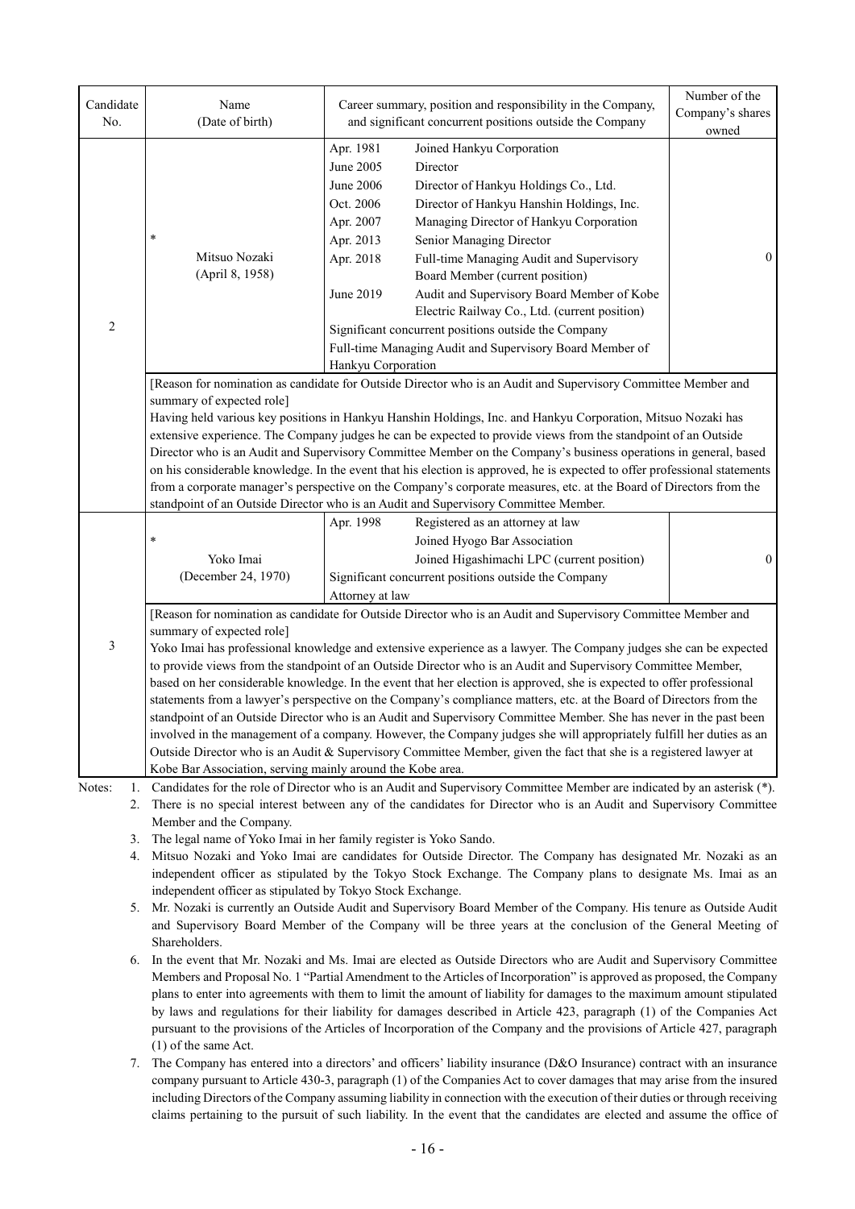| Candidate No. | Name (Date of birth) | Career summary, position and responsibility in the Company, and significant concurrent positions outside the Company | Number of the Company's shares owned |
|---|---|---|---|
| 2 | * Mitsuo Nozaki (April 8, 1958) | Apr. 1981 Joined Hankyu Corporation<br>June 2005 Director<br>June 2006 Director of Hankyu Holdings Co., Ltd.<br>Oct. 2006 Director of Hankyu Hanshin Holdings, Inc.<br>Apr. 2007 Managing Director of Hankyu Corporation<br>Apr. 2013 Senior Managing Director<br>Apr. 2018 Full-time Managing Audit and Supervisory Board Member (current position)<br>June 2019 Audit and Supervisory Board Member of Kobe Electric Railway Co., Ltd. (current position)<br>Significant concurrent positions outside the Company<br>Full-time Managing Audit and Supervisory Board Member of Hankyu Corporation | 0 |
| | [Reason for nomination as candidate for Outside Director who is an Audit and Supervisory Committee Member and summary of expected role]<br>Having held various key positions in Hankyu Hanshin Holdings, Inc. and Hankyu Corporation, Mitsuo Nozaki has extensive experience. The Company judges he can be expected to provide views from the standpoint of an Outside Director who is an Audit and Supervisory Committee Member on the Company's business operations in general, based on his considerable knowledge. In the event that his election is approved, he is expected to offer professional statements from a corporate manager's perspective on the Company's corporate measures, etc. at the Board of Directors from the standpoint of an Outside Director who is an Audit and Supervisory Committee Member. | | |
| 3 | * Yoko Imai (December 24, 1970) | Apr. 1998 Registered as an attorney at law<br>Joined Hyogo Bar Association<br>Joined Higashimachi LPC (current position)<br>Significant concurrent positions outside the Company<br>Attorney at law | 0 |
| | [Reason for nomination as candidate for Outside Director who is an Audit and Supervisory Committee Member and summary of expected role]<br>Yoko Imai has professional knowledge and extensive experience as a lawyer. The Company judges she can be expected to provide views from the standpoint of an Outside Director who is an Audit and Supervisory Committee Member, based on her considerable knowledge. In the event that her election is approved, she is expected to offer professional statements from a lawyer's perspective on the Company's compliance matters, etc. at the Board of Directors from the standpoint of an Outside Director who is an Audit and Supervisory Committee Member. She has never in the past been involved in the management of a company. However, the Company judges she will appropriately fulfill her duties as an Outside Director who is an Audit & Supervisory Committee Member, given the fact that she is a registered lawyer at Kobe Bar Association, serving mainly around the Kobe area. | | |

Notes:
1. Candidates for the role of Director who is an Audit and Supervisory Committee Member are indicated by an asterisk (*).
2. There is no special interest between any of the candidates for Director who is an Audit and Supervisory Committee Member and the Company.
3. The legal name of Yoko Imai in her family register is Yoko Sando.
4. Mitsuo Nozaki and Yoko Imai are candidates for Outside Director. The Company has designated Mr. Nozaki as an independent officer as stipulated by the Tokyo Stock Exchange. The Company plans to designate Ms. Imai as an independent officer as stipulated by Tokyo Stock Exchange.
5. Mr. Nozaki is currently an Outside Audit and Supervisory Board Member of the Company. His tenure as Outside Audit and Supervisory Board Member of the Company will be three years at the conclusion of the General Meeting of Shareholders.
6. In the event that Mr. Nozaki and Ms. Imai are elected as Outside Directors who are Audit and Supervisory Committee Members and Proposal No. 1 "Partial Amendment to the Articles of Incorporation" is approved as proposed, the Company plans to enter into agreements with them to limit the amount of liability for damages to the maximum amount stipulated by laws and regulations for their liability for damages described in Article 423, paragraph (1) of the Companies Act pursuant to the provisions of the Articles of Incorporation of the Company and the provisions of Article 427, paragraph (1) of the same Act.
7. The Company has entered into a directors' and officers' liability insurance (D&O Insurance) contract with an insurance company pursuant to Article 430-3, paragraph (1) of the Companies Act to cover damages that may arise from the insured including Directors of the Company assuming liability in connection with the execution of their duties or through receiving claims pertaining to the pursuit of such liability. In the event that the candidates are elected and assume the office of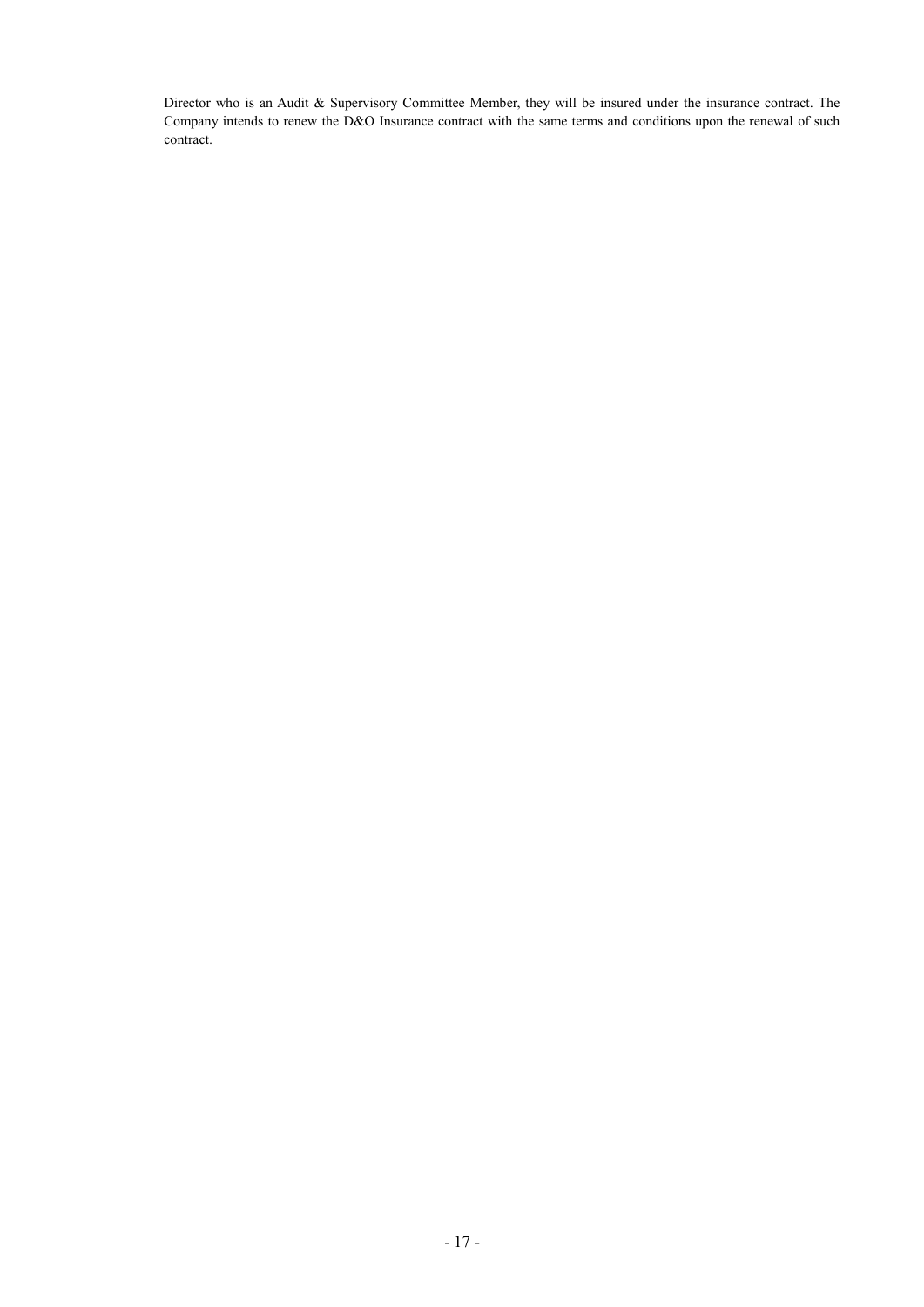Director who is an Audit & Supervisory Committee Member, they will be insured under the insurance contract. The Company intends to renew the D&O Insurance contract with the same terms and conditions upon the renewal of such contract.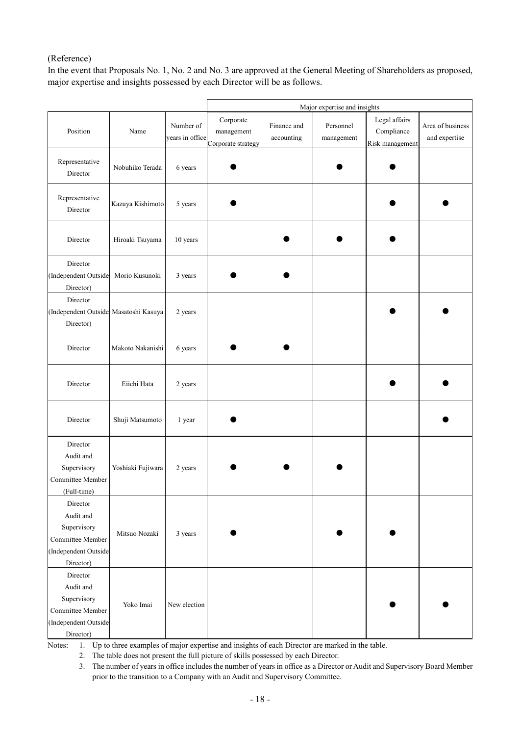(Reference)

In the event that Proposals No. 1, No. 2 and No. 3 are approved at the General Meeting of Shareholders as proposed, major expertise and insights possessed by each Director will be as follows.

| Position | Name | Number of years in office | Major expertise and insights | | | | |
|---|---|---|---|---|---|---|---|
| | | | Corporate management Corporate strategy | Finance and accounting | Personnel management | Legal affairs Compliance Risk management | Area of business and expertise |
| Representative Director | Nobuhiko Terada | 6 years | ● | | ● | ● | |
| Representative Director | Kazuya Kishimoto | 5 years | ● | | | ● | ● |
| Director | Hiroaki Tsuyama | 10 years | | ● | ● | ● | |
| Director (Independent Outside Director) | Morio Kusunoki | 3 years | ● | ● | | | |
| Director (Independent Outside Director) | Masatoshi Kasuya | 2 years | | | | ● | ● |
| Director | Makoto Nakanishi | 6 years | ● | ● | | | |
| Director | Eiichi Hata | 2 years | | | | ● | ● |
| Director | Shuji Matsumoto | 1 year | ● | | | | ● |
| Director Audit and Supervisory Committee Member (Full-time) | Yoshiaki Fujiwara | 2 years | ● | ● | ● | | |
| Director Audit and Supervisory Committee Member (Independent Outside Director) | Mitsuo Nozaki | 3 years | ● | | ● | ● | |
| Director Audit and Supervisory Committee Member (Independent Outside Director) | Yoko Imai | New election | | | | ● | ● |

Notes:

1. Up to three examples of major expertise and insights of each Director are marked in the table.
2. The table does not present the full picture of skills possessed by each Director.
3. The number of years in office includes the number of years in office as a Director or Audit and Supervisory Board Member prior to the transition to a Company with an Audit and Supervisory Committee.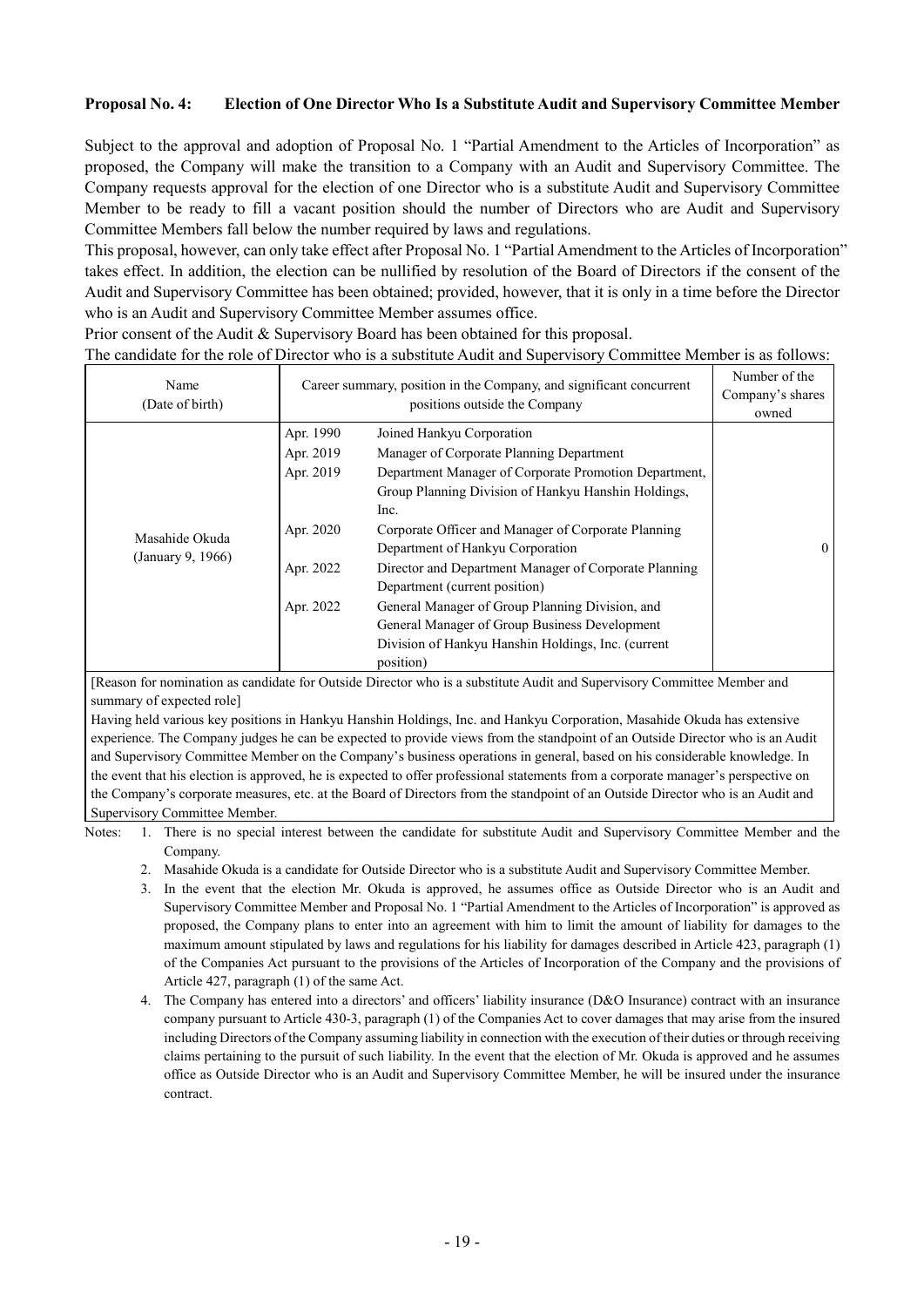**Proposal No. 4: Election of One Director Who Is a Substitute Audit and Supervisory Committee Member**

Subject to the approval and adoption of Proposal No. 1 "Partial Amendment to the Articles of Incorporation" as proposed, the Company will make the transition to a Company with an Audit and Supervisory Committee. The Company requests approval for the election of one Director who is a substitute Audit and Supervisory Committee Member to be ready to fill a vacant position should the number of Directors who are Audit and Supervisory Committee Members fall below the number required by laws and regulations.

This proposal, however, can only take effect after Proposal No. 1 "Partial Amendment to the Articles of Incorporation" takes effect. In addition, the election can be nullified by resolution of the Board of Directors if the consent of the Audit and Supervisory Committee has been obtained; provided, however, that it is only in a time before the Director who is an Audit and Supervisory Committee Member assumes office.

Prior consent of the Audit & Supervisory Board has been obtained for this proposal.

The candidate for the role of Director who is a substitute Audit and Supervisory Committee Member is as follows:

| Name (Date of birth) | Career summary, position in the Company, and significant concurrent positions outside the Company | | Number of the Company's shares owned |
|---|---|---|---|
| Masahide Okuda (January 9, 1966) | Apr. 1990 | Joined Hankyu Corporation | 0 |
| | Apr. 2019 | Manager of Corporate Planning Department | |
| | Apr. 2019 | Department Manager of Corporate Promotion Department, Group Planning Division of Hankyu Hanshin Holdings, Inc. | |
| | Apr. 2020 | Corporate Officer and Manager of Corporate Planning Department of Hankyu Corporation | |
| | Apr. 2022 | Director and Department Manager of Corporate Planning Department (current position) | |
| | Apr. 2022 | General Manager of Group Planning Division, and General Manager of Group Business Development Division of Hankyu Hanshin Holdings, Inc. (current position) | |

[Reason for nomination as candidate for Outside Director who is a substitute Audit and Supervisory Committee Member and summary of expected role]

Having held various key positions in Hankyu Hanshin Holdings, Inc. and Hankyu Corporation, Masahide Okuda has extensive experience. The Company judges he can be expected to provide views from the standpoint of an Outside Director who is an Audit and Supervisory Committee Member on the Company's business operations in general, based on his considerable knowledge. In the event that his election is approved, he is expected to offer professional statements from a corporate manager's perspective on the Company's corporate measures, etc. at the Board of Directors from the standpoint of an Outside Director who is an Audit and Supervisory Committee Member.

Notes:
1. There is no special interest between the candidate for substitute Audit and Supervisory Committee Member and the Company.
2. Masahide Okuda is a candidate for Outside Director who is a substitute Audit and Supervisory Committee Member.
3. In the event that the election Mr. Okuda is approved, he assumes office as Outside Director who is an Audit and Supervisory Committee Member and Proposal No. 1 "Partial Amendment to the Articles of Incorporation" is approved as proposed, the Company plans to enter into an agreement with him to limit the amount of liability for damages to the maximum amount stipulated by laws and regulations for his liability for damages described in Article 423, paragraph (1) of the Companies Act pursuant to the provisions of the Articles of Incorporation of the Company and the provisions of Article 427, paragraph (1) of the same Act.
4. The Company has entered into a directors' and officers' liability insurance (D&O Insurance) contract with an insurance company pursuant to Article 430-3, paragraph (1) of the Companies Act to cover damages that may arise from the insured including Directors of the Company assuming liability in connection with the execution of their duties or through receiving claims pertaining to the pursuit of such liability. In the event that the election of Mr. Okuda is approved and he assumes office as Outside Director who is an Audit and Supervisory Committee Member, he will be insured under the insurance contract.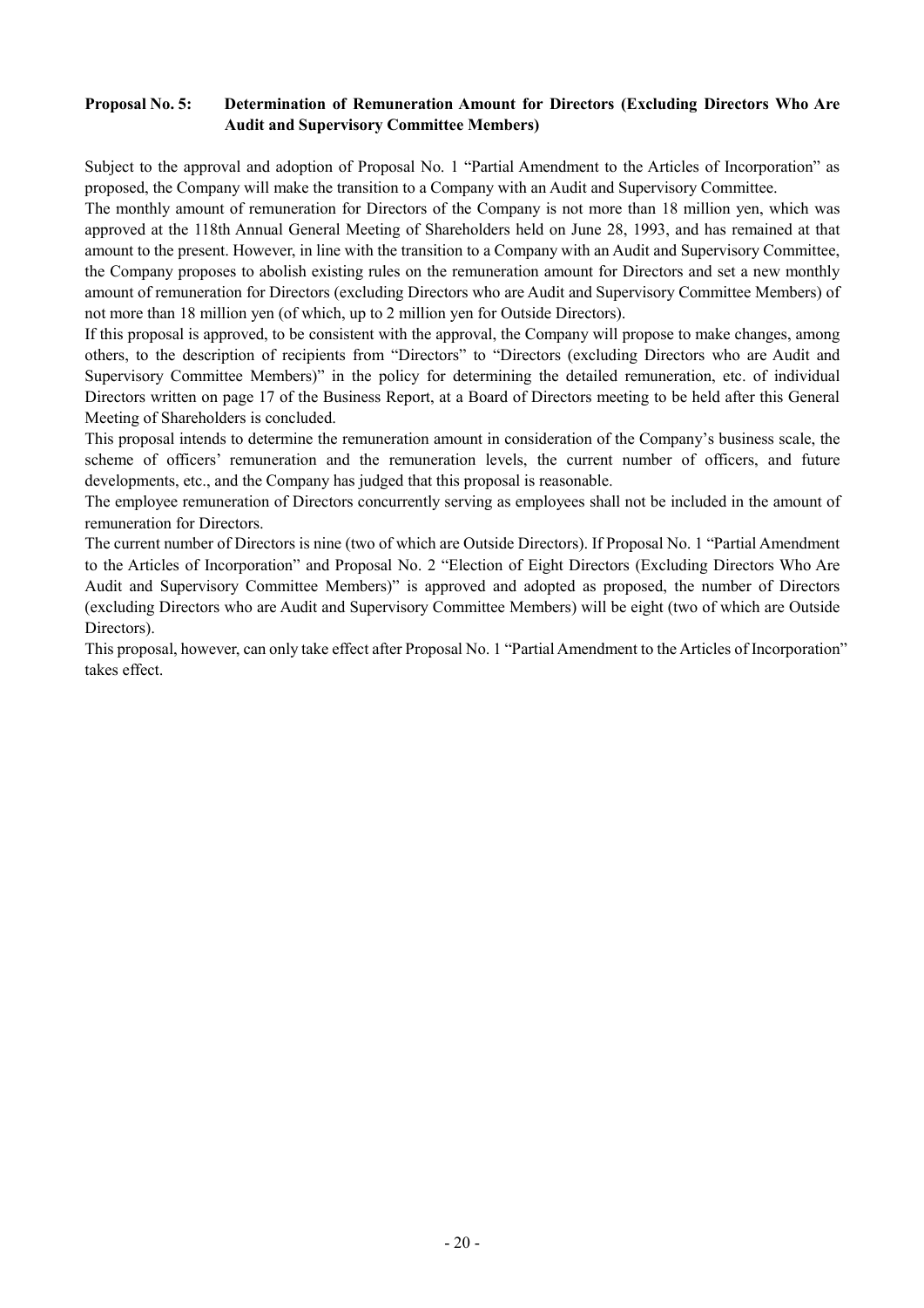### Proposal No. 5: Determination of Remuneration Amount for Directors (Excluding Directors Who Are Audit and Supervisory Committee Members)

Subject to the approval and adoption of Proposal No. 1 "Partial Amendment to the Articles of Incorporation" as proposed, the Company will make the transition to a Company with an Audit and Supervisory Committee.

The monthly amount of remuneration for Directors of the Company is not more than 18 million yen, which was approved at the 118th Annual General Meeting of Shareholders held on June 28, 1993, and has remained at that amount to the present. However, in line with the transition to a Company with an Audit and Supervisory Committee, the Company proposes to abolish existing rules on the remuneration amount for Directors and set a new monthly amount of remuneration for Directors (excluding Directors who are Audit and Supervisory Committee Members) of not more than 18 million yen (of which, up to 2 million yen for Outside Directors).

If this proposal is approved, to be consistent with the approval, the Company will propose to make changes, among others, to the description of recipients from "Directors" to "Directors (excluding Directors who are Audit and Supervisory Committee Members)" in the policy for determining the detailed remuneration, etc. of individual Directors written on page 17 of the Business Report, at a Board of Directors meeting to be held after this General Meeting of Shareholders is concluded.

This proposal intends to determine the remuneration amount in consideration of the Company's business scale, the scheme of officers' remuneration and the remuneration levels, the current number of officers, and future developments, etc., and the Company has judged that this proposal is reasonable.

The employee remuneration of Directors concurrently serving as employees shall not be included in the amount of remuneration for Directors.

The current number of Directors is nine (two of which are Outside Directors). If Proposal No. 1 "Partial Amendment to the Articles of Incorporation" and Proposal No. 2 "Election of Eight Directors (Excluding Directors Who Are Audit and Supervisory Committee Members)" is approved and adopted as proposed, the number of Directors (excluding Directors who are Audit and Supervisory Committee Members) will be eight (two of which are Outside Directors).

This proposal, however, can only take effect after Proposal No. 1 "Partial Amendment to the Articles of Incorporation" takes effect.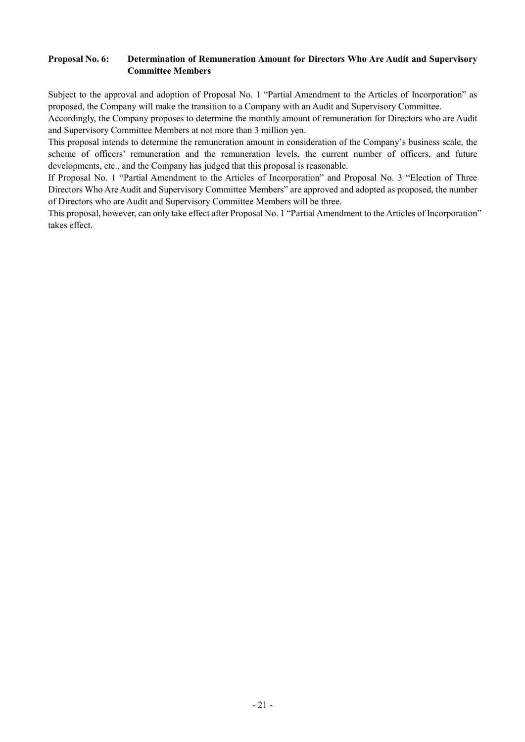**Proposal No. 6: Determination of Remuneration Amount for Directors Who Are Audit and Supervisory Committee Members**

Subject to the approval and adoption of Proposal No. 1 "Partial Amendment to the Articles of Incorporation" as proposed, the Company will make the transition to a Company with an Audit and Supervisory Committee.

Accordingly, the Company proposes to determine the monthly amount of remuneration for Directors who are Audit and Supervisory Committee Members at not more than 3 million yen.

This proposal intends to determine the remuneration amount in consideration of the Company's business scale, the scheme of officers' remuneration and the remuneration levels, the current number of officers, and future developments, etc., and the Company has judged that this proposal is reasonable.

If Proposal No. 1 "Partial Amendment to the Articles of Incorporation" and Proposal No. 3 "Election of Three Directors Who Are Audit and Supervisory Committee Members" are approved and adopted as proposed, the number of Directors who are Audit and Supervisory Committee Members will be three.

This proposal, however, can only take effect after Proposal No. 1 "Partial Amendment to the Articles of Incorporation" takes effect.